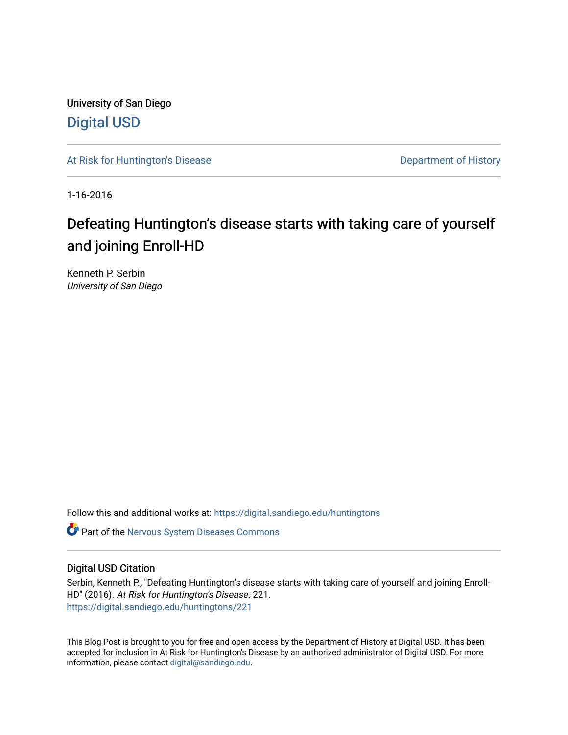University of San Diego

# Digital USD

At Risk for Huntington's Disease | Department of History

1-16-2016

# Defeating Huntington's disease starts with taking care of yourself and joining Enroll-HD

Kenneth P. Serbin
*University of San Diego*

Follow this and additional works at: https://digital.sandiego.edu/huntingtons

Part of the Nervous System Diseases Commons

## Digital USD Citation

Serbin, Kenneth P., "Defeating Huntington's disease starts with taking care of yourself and joining Enroll-HD" (2016). *At Risk for Huntington's Disease.* 221.
https://digital.sandiego.edu/huntingtons/221

This Blog Post is brought to you for free and open access by the Department of History at Digital USD. It has been accepted for inclusion in At Risk for Huntington's Disease by an authorized administrator of Digital USD. For more information, please contact digital@sandiego.edu.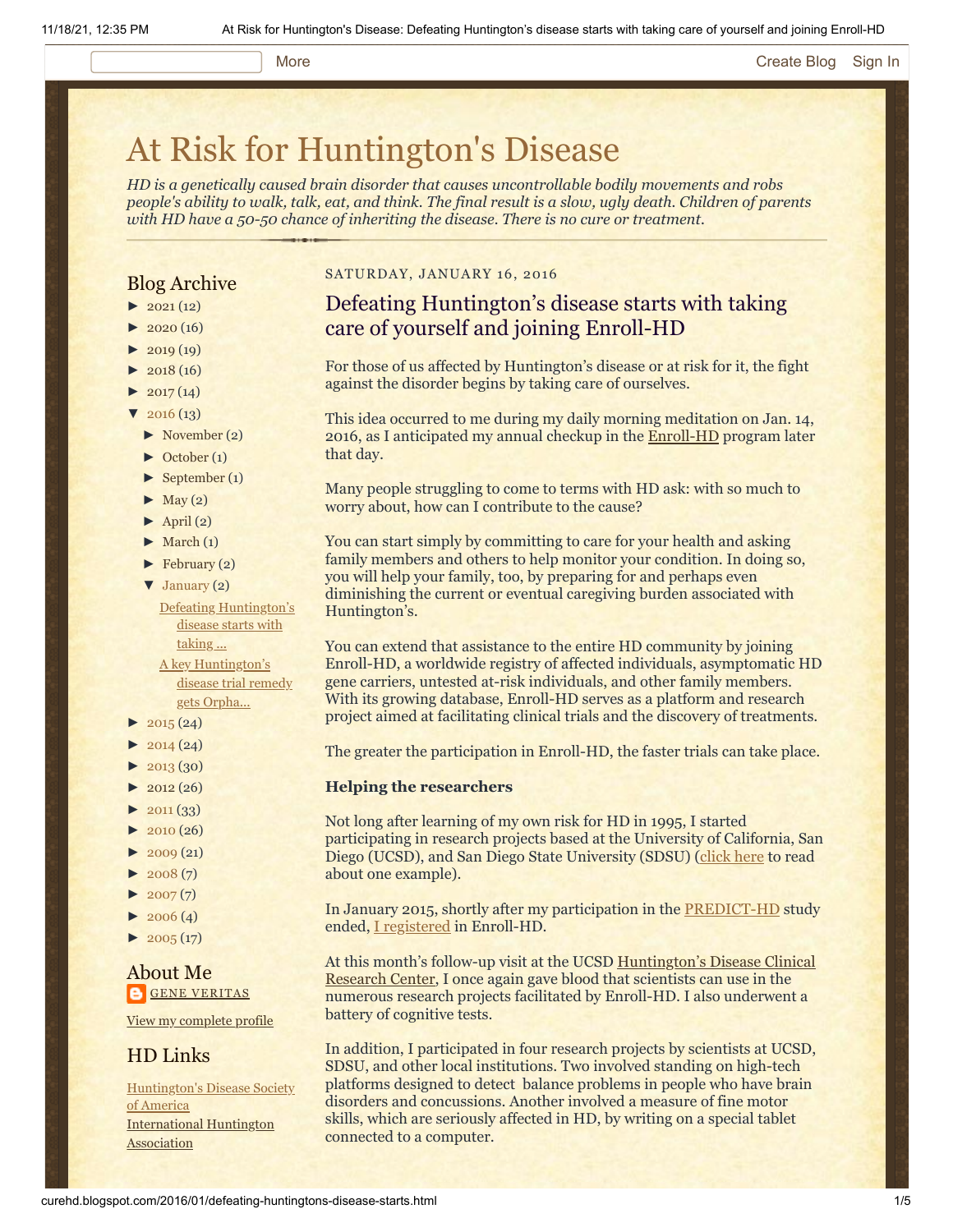# At Risk for Huntington's Disease

*HD is a genetically caused brain disorder that causes uncontrollable bodily movements and robs people's ability to walk, talk, eat, and think. The final result is a slow, ugly death. Children of parents with HD have a 50-50 chance of inheriting the disease. There is no cure or treatment.*

## Blog Archive

- ► 2021 (12)
- ► 2020 (16)
- ► 2019 (19)
- ► 2018 (16)
- ► 2017 (14)
- ▼ 2016 (13)
  - ► November (2)
  - ► October (1)
  - ► September (1)
  - ► May (2)
  - ► April (2)
  - ► March (1)
  - ► February (2)
  - ▼ January (2)
    - Defeating Huntington's disease starts with taking ...
    - A key Huntington's disease trial remedy gets Orpha...
- ► 2015 (24)
- ► 2014 (24)
- ► 2013 (30)
- ► 2012 (26)
- ► 2011 (33)
- ► 2010 (26)
- ► 2009 (21)
- ► 2008 (7)
- ► 2007 (7)
- ► 2006 (4)
- ► 2005 (17)

## About Me

GENE VERITAS

View my complete profile

## HD Links

Huntington's Disease Society of America

International Huntington Association

SATURDAY, JANUARY 16, 2016

## Defeating Huntington's disease starts with taking care of yourself and joining Enroll-HD

For those of us affected by Huntington's disease or at risk for it, the fight against the disorder begins by taking care of ourselves.

This idea occurred to me during my daily morning meditation on Jan. 14, 2016, as I anticipated my annual checkup in the Enroll-HD program later that day.

Many people struggling to come to terms with HD ask: with so much to worry about, how can I contribute to the cause?

You can start simply by committing to care for your health and asking family members and others to help monitor your condition. In doing so, you will help your family, too, by preparing for and perhaps even diminishing the current or eventual caregiving burden associated with Huntington's.

You can extend that assistance to the entire HD community by joining Enroll-HD, a worldwide registry of affected individuals, asymptomatic HD gene carriers, untested at-risk individuals, and other family members. With its growing database, Enroll-HD serves as a platform and research project aimed at facilitating clinical trials and the discovery of treatments.

The greater the participation in Enroll-HD, the faster trials can take place.

**Helping the researchers**

Not long after learning of my own risk for HD in 1995, I started participating in research projects based at the University of California, San Diego (UCSD), and San Diego State University (SDSU) (click here to read about one example).

In January 2015, shortly after my participation in the PREDICT-HD study ended, I registered in Enroll-HD.

At this month's follow-up visit at the UCSD Huntington's Disease Clinical Research Center, I once again gave blood that scientists can use in the numerous research projects facilitated by Enroll-HD. I also underwent a battery of cognitive tests.

In addition, I participated in four research projects by scientists at UCSD, SDSU, and other local institutions. Two involved standing on high-tech platforms designed to detect balance problems in people who have brain disorders and concussions. Another involved a measure of fine motor skills, which are seriously affected in HD, by writing on a special tablet connected to a computer.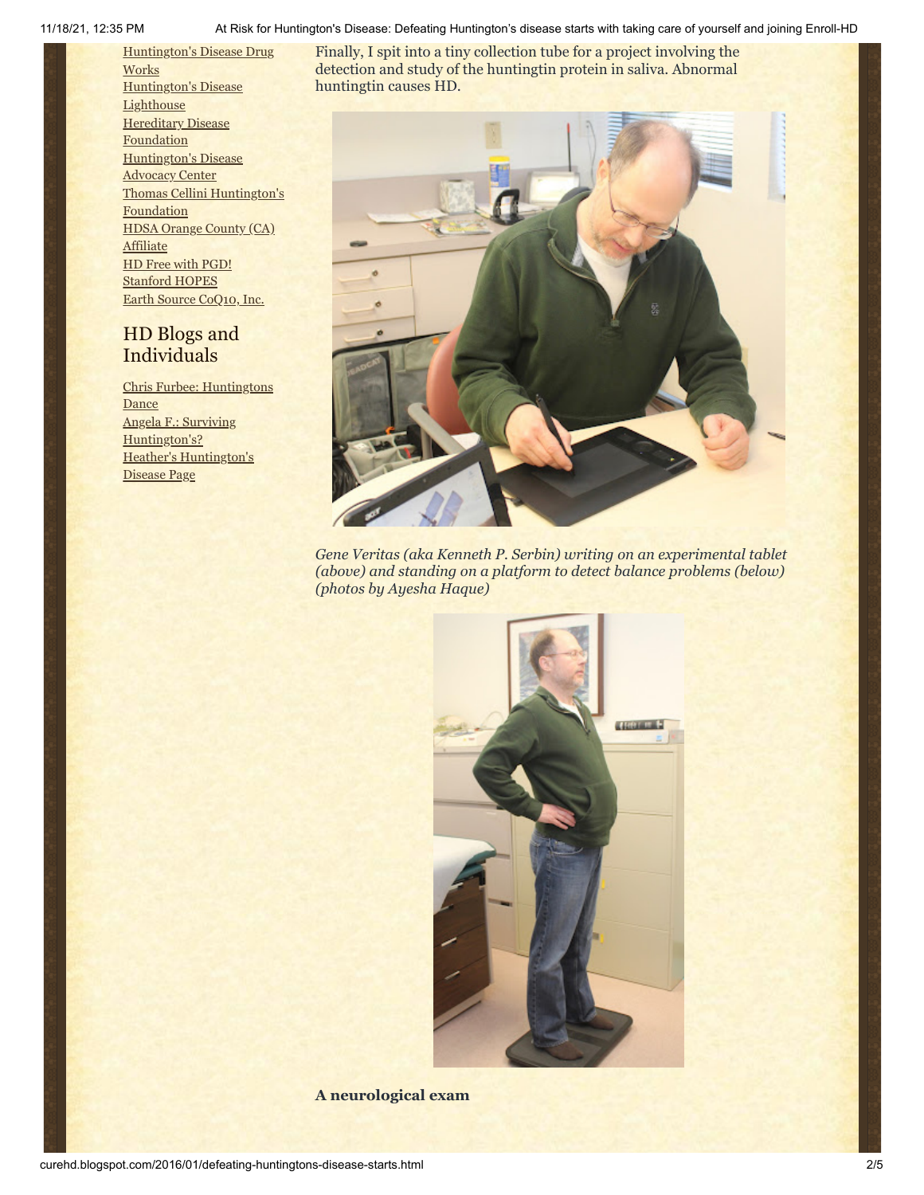[Huntington's Disease Drug Works](#)
[Huntington's Disease Lighthouse](#)
[Hereditary Disease Foundation](#)
[Huntington's Disease Advocacy Center](#)
[Thomas Cellini Huntington's Foundation](#)
[HDSA Orange County (CA) Affiliate](#)
[HD Free with PGD!](#)
[Stanford HOPES](#)
[Earth Source CoQ10, Inc.](#)

## HD Blogs and Individuals

[Chris Furbee: Huntingtons Dance](#)
[Angela F.: Surviving Huntington's?](#)
[Heather's Huntington's Disease Page](#)

Finally, I spit into a tiny collection tube for a project involving the detection and study of the huntingtin protein in saliva. Abnormal huntingtin causes HD.

*Gene Veritas (aka Kenneth P. Serbin) writing on an experimental tablet (above) and standing on a platform to detect balance problems (below) (photos by Ayesha Haque)*

**A neurological exam**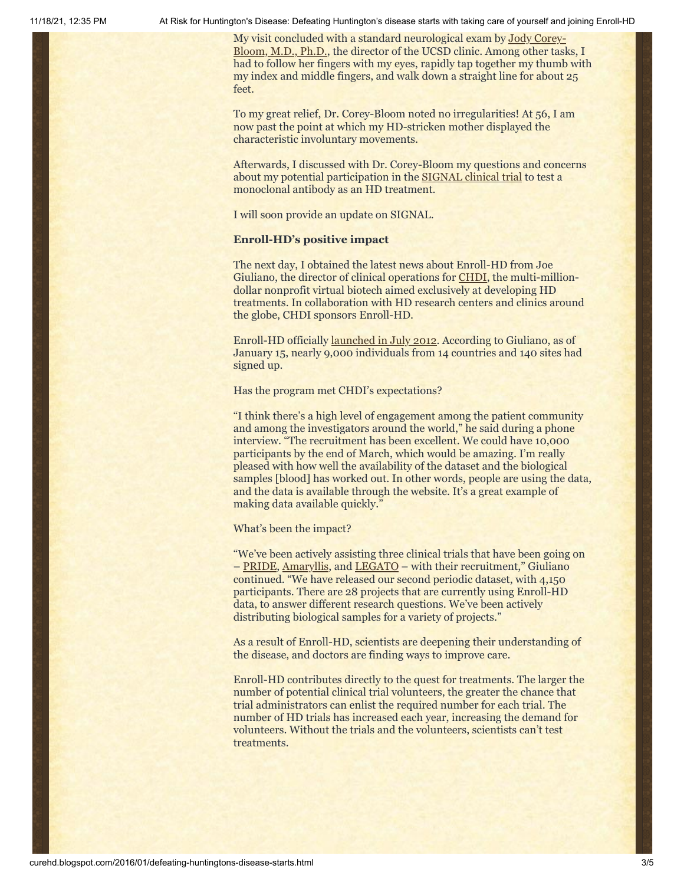My visit concluded with a standard neurological exam by Jody Corey-Bloom, M.D., Ph.D., the director of the UCSD clinic. Among other tasks, I had to follow her fingers with my eyes, rapidly tap together my thumb with my index and middle fingers, and walk down a straight line for about 25 feet.

To my great relief, Dr. Corey-Bloom noted no irregularities! At 56, I am now past the point at which my HD-stricken mother displayed the characteristic involuntary movements.

Afterwards, I discussed with Dr. Corey-Bloom my questions and concerns about my potential participation in the SIGNAL clinical trial to test a monoclonal antibody as an HD treatment.

I will soon provide an update on SIGNAL.

**Enroll-HD's positive impact**

The next day, I obtained the latest news about Enroll-HD from Joe Giuliano, the director of clinical operations for CHDI, the multi-million-dollar nonprofit virtual biotech aimed exclusively at developing HD treatments. In collaboration with HD research centers and clinics around the globe, CHDI sponsors Enroll-HD.

Enroll-HD officially launched in July 2012. According to Giuliano, as of January 15, nearly 9,000 individuals from 14 countries and 140 sites had signed up.

Has the program met CHDI's expectations?

"I think there's a high level of engagement among the patient community and among the investigators around the world," he said during a phone interview. "The recruitment has been excellent. We could have 10,000 participants by the end of March, which would be amazing. I'm really pleased with how well the availability of the dataset and the biological samples [blood] has worked out. In other words, people are using the data, and the data is available through the website. It's a great example of making data available quickly."

What's been the impact?

"We've been actively assisting three clinical trials that have been going on – PRIDE, Amaryllis, and LEGATO – with their recruitment," Giuliano continued. "We have released our second periodic dataset, with 4,150 participants. There are 28 projects that are currently using Enroll-HD data, to answer different research questions. We've been actively distributing biological samples for a variety of projects."

As a result of Enroll-HD, scientists are deepening their understanding of the disease, and doctors are finding ways to improve care.

Enroll-HD contributes directly to the quest for treatments. The larger the number of potential clinical trial volunteers, the greater the chance that trial administrators can enlist the required number for each trial. The number of HD trials has increased each year, increasing the demand for volunteers. Without the trials and the volunteers, scientists can't test treatments.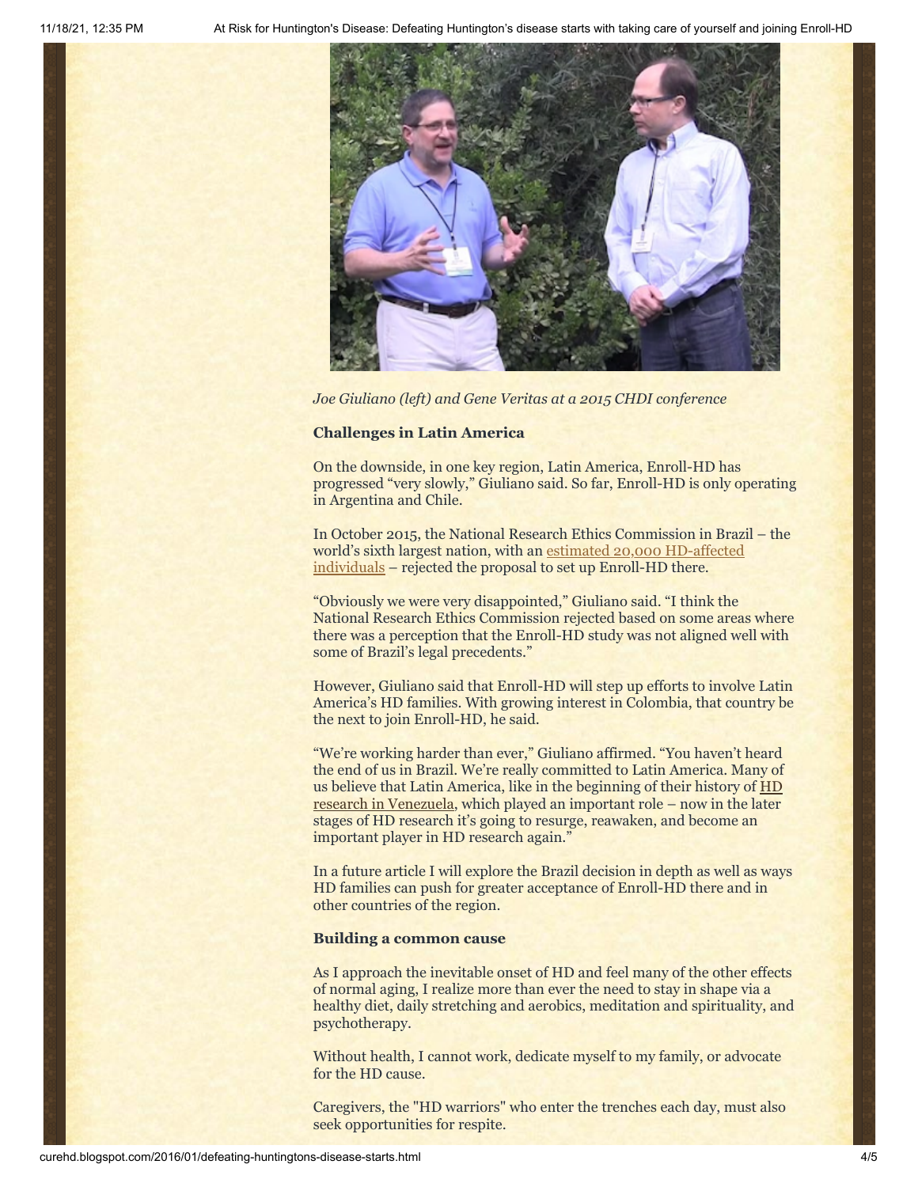*Joe Giuliano (left) and Gene Veritas at a 2015 CHDI conference*

**Challenges in Latin America**

On the downside, in one key region, Latin America, Enroll-HD has progressed "very slowly," Giuliano said. So far, Enroll-HD is only operating in Argentina and Chile.

In October 2015, the National Research Ethics Commission in Brazil – the world's sixth largest nation, with an estimated 20,000 HD-affected individuals – rejected the proposal to set up Enroll-HD there.

"Obviously we were very disappointed," Giuliano said. "I think the National Research Ethics Commission rejected based on some areas where there was a perception that the Enroll-HD study was not aligned well with some of Brazil's legal precedents."

However, Giuliano said that Enroll-HD will step up efforts to involve Latin America's HD families. With growing interest in Colombia, that country be the next to join Enroll-HD, he said.

"We're working harder than ever," Giuliano affirmed. "You haven't heard the end of us in Brazil. We're really committed to Latin America. Many of us believe that Latin America, like in the beginning of their history of HD research in Venezuela, which played an important role – now in the later stages of HD research it's going to resurge, reawaken, and become an important player in HD research again."

In a future article I will explore the Brazil decision in depth as well as ways HD families can push for greater acceptance of Enroll-HD there and in other countries of the region.

**Building a common cause**

As I approach the inevitable onset of HD and feel many of the other effects of normal aging, I realize more than ever the need to stay in shape via a healthy diet, daily stretching and aerobics, meditation and spirituality, and psychotherapy.

Without health, I cannot work, dedicate myself to my family, or advocate for the HD cause.

Caregivers, the "HD warriors" who enter the trenches each day, must also seek opportunities for respite.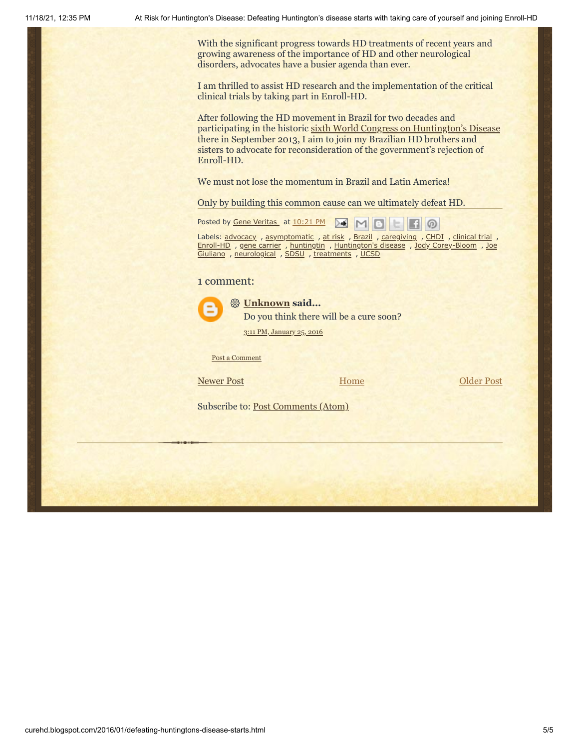With the significant progress towards HD treatments of recent years and growing awareness of the importance of HD and other neurological disorders, advocates have a busier agenda than ever.

I am thrilled to assist HD research and the implementation of the critical clinical trials by taking part in Enroll-HD.

After following the HD movement in Brazil for two decades and participating in the historic sixth World Congress on Huntington's Disease there in September 2013, I aim to join my Brazilian HD brothers and sisters to advocate for reconsideration of the government's rejection of Enroll-HD.

We must not lose the momentum in Brazil and Latin America!

Only by building this common cause can we ultimately defeat HD.

Posted by Gene Veritas at 10:21 PM

Labels: advocacy , asymptomatic , at risk , Brazil , caregiving , CHDI , clinical trial , Enroll-HD , gene carrier , huntingtin , Huntington's disease , Jody Corey-Bloom , Joe Giuliano , neurological , SDSU , treatments , UCSD

## 1 comment:

**Unknown said...**

Do you think there will be a cure soon?

3:11 PM, January 25, 2016

Post a Comment

Newer Post | Home | Older Post

Subscribe to: Post Comments (Atom)